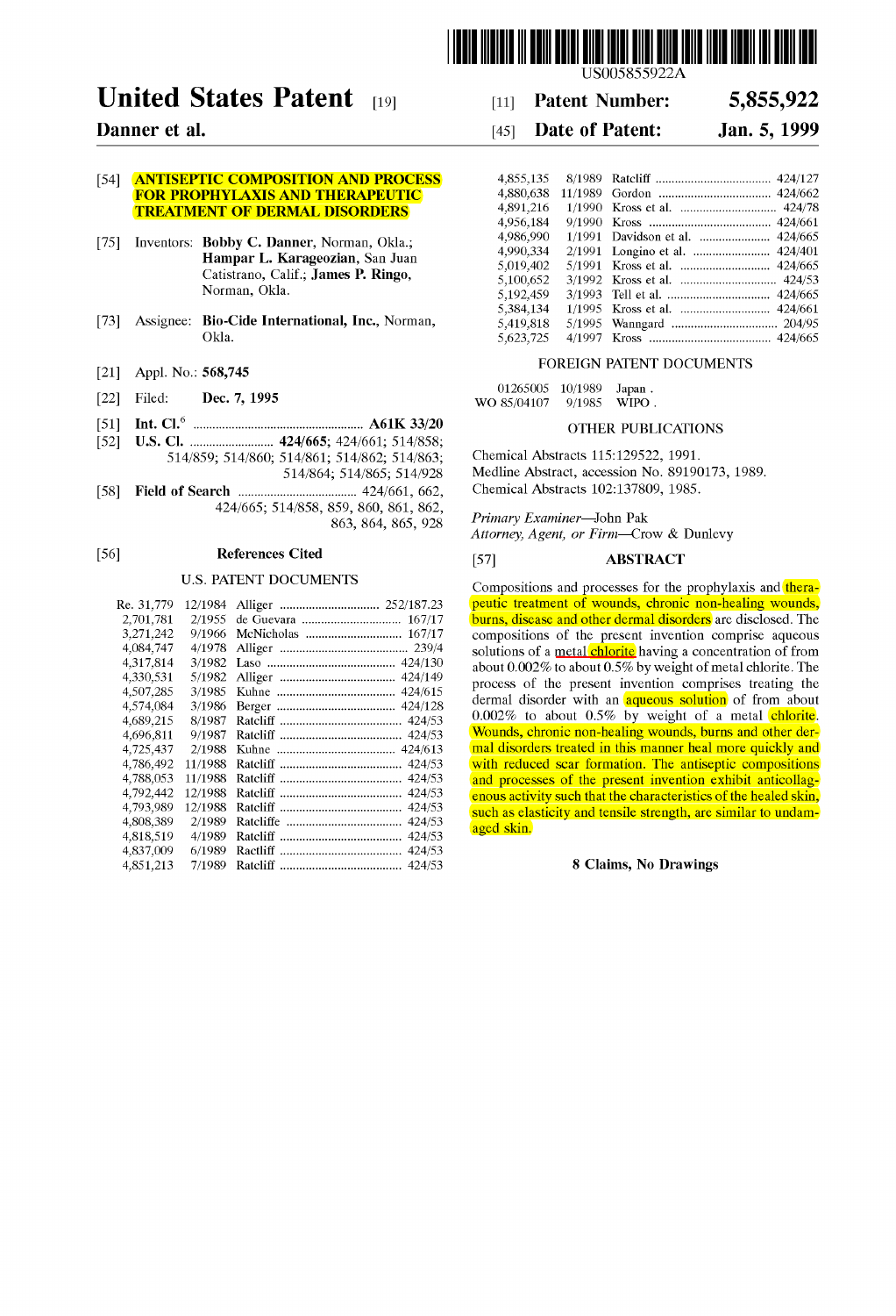US005855922A

# United States Patent [19]

**Danner et al.**

[11] **Patent Number: 5,855,922**

[45] **Date of Patent: Jan. 5, 1999**

[54] **ANTISEPTIC COMPOSITION AND PROCESS FOR PROPHYLAXIS AND THERAPEUTIC TREATMENT OF DERMAL DISORDERS**

[75] Inventors: **Bobby C. Danner**, Norman, Okla.; **Hampar L. Karageozian**, San Juan Catistrano, Calif.; **James P. Ringo**, Norman, Okla.

[73] Assignee: **Bio-Cide International, Inc.**, Norman, Okla.

[21] Appl. No.: **568,745**

[22] Filed: **Dec. 7, 1995**

[51] **Int. Cl.**[6] .................... **A61K 33/20**

[52] **U.S. Cl.** .................... **424/665**; 424/661; 514/858; 514/859; 514/860; 514/861; 514/862; 514/863; 514/864; 514/865; 514/928

[58] **Field of Search** .................... 424/661, 662, 424/665; 514/858, 859, 860, 861, 862, 863, 864, 865, 928

[56] **References Cited**

U.S. PATENT DOCUMENTS

| | | | |
|---|---|---|---|
| Re. 31,779 | 12/1984 | Alliger | 252/187.23 |
| 2,701,781 | 2/1955 | de Guevara | 167/17 |
| 3,271,242 | 9/1966 | McNicholas | 167/17 |
| 4,084,747 | 4/1978 | Alliger | 239/4 |
| 4,317,814 | 3/1982 | Laso | 424/130 |
| 4,330,531 | 5/1982 | Alliger | 424/149 |
| 4,507,285 | 3/1985 | Kuhne | 424/615 |
| 4,574,084 | 3/1986 | Berger | 424/128 |
| 4,689,215 | 8/1987 | Ratcliff | 424/53 |
| 4,696,811 | 9/1987 | Ratcliff | 424/53 |
| 4,725,437 | 2/1988 | Kuhne | 424/613 |
| 4,786,492 | 11/1988 | Ratcliff | 424/53 |
| 4,788,053 | 11/1988 | Ratcliff | 424/53 |
| 4,792,442 | 12/1988 | Ratcliff | 424/53 |
| 4,793,989 | 12/1988 | Ratcliff | 424/53 |
| 4,808,389 | 2/1989 | Ratcliffe | 424/53 |
| 4,818,519 | 4/1989 | Ratcliff | 424/53 |
| 4,837,009 | 6/1989 | Ractliff | 424/53 |
| 4,851,213 | 7/1989 | Ratcliff | 424/53 |
| 4,855,135 | 8/1989 | Ratcliff | 424/127 |
| 4,880,638 | 11/1989 | Gordon | 424/662 |
| 4,891,216 | 1/1990 | Kross et al. | 424/78 |
| 4,956,184 | 9/1990 | Kross | 424/661 |
| 4,986,990 | 1/1991 | Davidson et al. | 424/665 |
| 4,990,334 | 2/1991 | Longino et al. | 424/401 |
| 5,019,402 | 5/1991 | Kross et al. | 424/665 |
| 5,100,652 | 3/1992 | Kross et al. | 424/53 |
| 5,192,459 | 3/1993 | Tell et al. | 424/665 |
| 5,384,134 | 1/1995 | Kross et al. | 424/661 |
| 5,419,818 | 5/1995 | Wanngard | 204/95 |
| 5,623,725 | 4/1997 | Kross | 424/665 |

FOREIGN PATENT DOCUMENTS

| | | |
|---|---|---|
| 01265005 | 10/1989 | Japan . |
| WO 85/04107 | 9/1985 | WIPO . |

OTHER PUBLICATIONS

Chemical Abstracts 115:129522, 1991.
Medline Abstract, accession No. 89190173, 1989.
Chemical Abstracts 102:137809, 1985.

*Primary Examiner*—John Pak
*Attorney, Agent, or Firm*—Crow & Dunlevy

[57] **ABSTRACT**

Compositions and processes for the prophylaxis and therapeutic treatment of wounds, chronic non-healing wounds, burns, disease and other dermal disorders are disclosed. The compositions of the present invention comprise aqueous solutions of a metal chlorite having a concentration of from about 0.002% to about 0.5% by weight of metal chlorite. The process of the present invention comprises treating the dermal disorder with an aqueous solution of from about 0.002% to about 0.5% by weight of a metal chlorite. Wounds, chronic non-healing wounds, burns and other dermal disorders treated in this manner heal more quickly and with reduced scar formation. The antiseptic compositions and processes of the present invention exhibit anticollagenous activity such that the characteristics of the healed skin, such as elasticity and tensile strength, are similar to undamaged skin.

**8 Claims, No Drawings**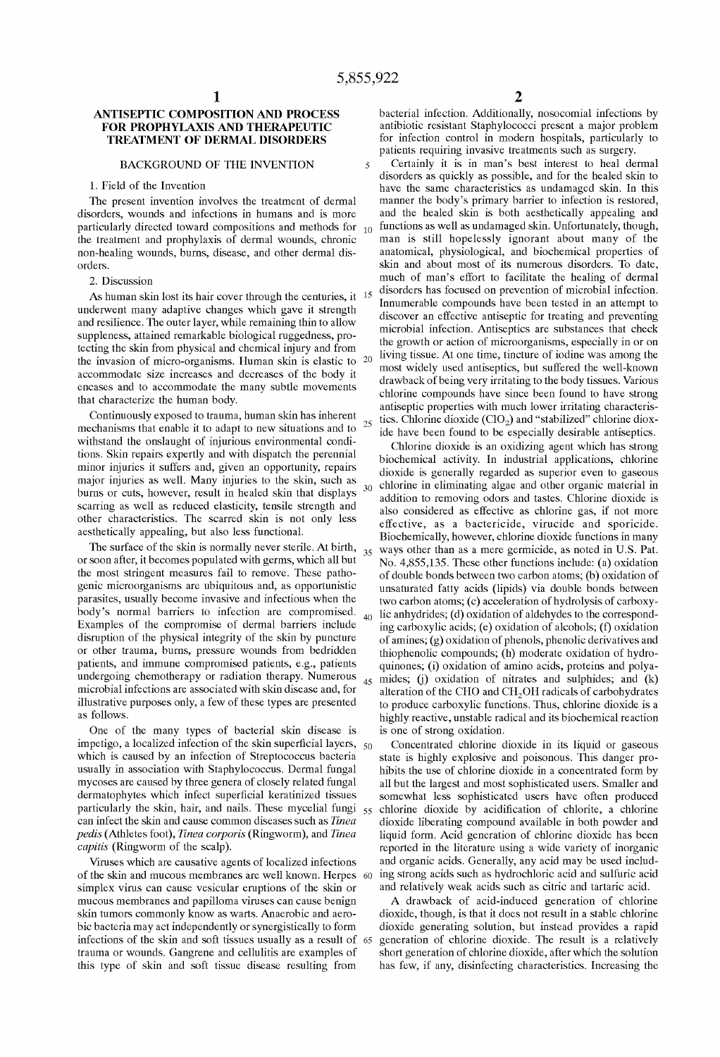# ANTISEPTIC COMPOSITION AND PROCESS FOR PROPHYLAXIS AND THERAPEUTIC TREATMENT OF DERMAL DISORDERS

## BACKGROUND OF THE INVENTION

### 1. Field of the Invention

The present invention involves the treatment of dermal disorders, wounds and infections in humans and is more particularly directed toward compositions and methods for the treatment and prophylaxis of dermal wounds, chronic non-healing wounds, burns, disease, and other dermal disorders.

### 2. Discussion

As human skin lost its hair cover through the centuries, it underwent many adaptive changes which gave it strength and resilience. The outer layer, while remaining thin to allow suppleness, attained remarkable biological ruggedness, protecting the skin from physical and chemical injury and from the invasion of micro-organisms. Human skin is elastic to accommodate size increases and decreases of the body it encases and to accommodate the many subtle movements that characterize the human body.

Continuously exposed to trauma, human skin has inherent mechanisms that enable it to adapt to new situations and to withstand the onslaught of injurious environmental conditions. Skin repairs expertly and with dispatch the perennial minor injuries it suffers and, given an opportunity, repairs major injuries as well. Many injuries to the skin, such as burns or cuts, however, result in healed skin that displays scarring as well as reduced elasticity, tensile strength and other characteristics. The scarred skin is not only less aesthetically appealing, but also less functional.

The surface of the skin is normally never sterile. At birth, or soon after, it becomes populated with germs, which all but the most stringent measures fail to remove. These pathogenic microorganisms are ubiquitous and, as opportunistic parasites, usually become invasive and infectious when the body's normal barriers to infection are compromised. Examples of the compromise of dermal barriers include disruption of the physical integrity of the skin by puncture or other trauma, burns, pressure wounds from bedridden patients, and immune compromised patients, e.g., patients undergoing chemotherapy or radiation therapy. Numerous microbial infections are associated with skin disease and, for illustrative purposes only, a few of these types are presented as follows.

One of the many types of bacterial skin disease is impetigo, a localized infection of the skin superficial layers, which is caused by an infection of Streptococcus bacteria usually in association with Staphylococcus. Dermal fungal mycoses are caused by three genera of closely related fungal dermatophytes which infect superficial keratinized tissues particularly the skin, hair, and nails. These mycelial fungi can infect the skin and cause common diseases such as *Tinea pedis* (Athletes foot), *Tinea corporis* (Ringworm), and *Tinea capitis* (Ringworm of the scalp).

Viruses which are causative agents of localized infections of the skin and mucous membranes are well known. Herpes simplex virus can cause vesicular eruptions of the skin or mucous membranes and papilloma viruses can cause benign skin tumors commonly know as warts. Anaerobic and aerobic bacteria may act independently or synergistically to form infections of the skin and soft tissues usually as a result of trauma or wounds. Gangrene and cellulitis are examples of this type of skin and soft tissue disease resulting from bacterial infection. Additionally, nosocomial infections by antibiotic resistant Staphylococci present a major problem for infection control in modern hospitals, particularly to patients requiring invasive treatments such as surgery.

Certainly it is in man's best interest to heal dermal disorders as quickly as possible, and for the healed skin to have the same characteristics as undamaged skin. In this manner the body's primary barrier to infection is restored, and the healed skin is both aesthetically appealing and functions as well as undamaged skin. Unfortunately, though, man is still hopelessly ignorant about many of the anatomical, physiological, and biochemical properties of skin and about most of its numerous disorders. To date, much of man's effort to facilitate the healing of dermal disorders has focused on prevention of microbial infection. Innumerable compounds have been tested in an attempt to discover an effective antiseptic for treating and preventing microbial infection. Antiseptics are substances that check the growth or action of microorganisms, especially in or on living tissue. At one time, tincture of iodine was among the most widely used antiseptics, but suffered the well-known drawback of being very irritating to the body tissues. Various chlorine compounds have since been found to have strong antiseptic properties with much lower irritating characteristics. Chlorine dioxide ($ClO_2$) and "stabilized" chlorine dioxide have been found to be especially desirable antiseptics.

Chlorine dioxide is an oxidizing agent which has strong biochemical activity. In industrial applications, chlorine dioxide is generally regarded as superior even to gaseous chlorine in eliminating algae and other organic material in addition to removing odors and tastes. Chlorine dioxide is also considered as effective as chlorine gas, if not more effective, as a bactericide, virucide and sporicide. Biochemically, however, chlorine dioxide functions in many ways other than as a mere germicide, as noted in U.S. Pat. No. 4,855,135. These other functions include: (a) oxidation of double bonds between two carbon atoms; (b) oxidation of unsaturated fatty acids (lipids) via double bonds between two carbon atoms; (c) acceleration of hydrolysis of carboxylic anhydrides; (d) oxidation of aldehydes to the corresponding carboxylic acids; (e) oxidation of alcohols; (f) oxidation of amines; (g) oxidation of phenols, phenolic derivatives and thiophenolic compounds; (h) moderate oxidation of hydroquinones; (i) oxidation of amino acids, proteins and polyamides; (j) oxidation of nitrates and sulphides; and (k) alteration of the CHO and $CH_2OH$ radicals of carbohydrates to produce carboxylic functions. Thus, chlorine dioxide is a highly reactive, unstable radical and its biochemical reaction is one of strong oxidation.

Concentrated chlorine dioxide in its liquid or gaseous state is highly explosive and poisonous. This danger prohibits the use of chlorine dioxide in a concentrated form by all but the largest and most sophisticated users. Smaller and somewhat less sophisticated users have often produced chlorine dioxide by acidification of chlorite, a chlorine dioxide liberating compound available in both powder and liquid form. Acid generation of chlorine dioxide has been reported in the literature using a wide variety of inorganic and organic acids. Generally, any acid may be used including strong acids such as hydrochloric acid and sulfuric acid and relatively weak acids such as citric and tartaric acid.

A drawback of acid-induced generation of chlorine dioxide, though, is that it does not result in a stable chlorine dioxide generating solution, but instead provides a rapid generation of chlorine dioxide. The result is a relatively short generation of chlorine dioxide, after which the solution has few, if any, disinfecting characteristics. Increasing the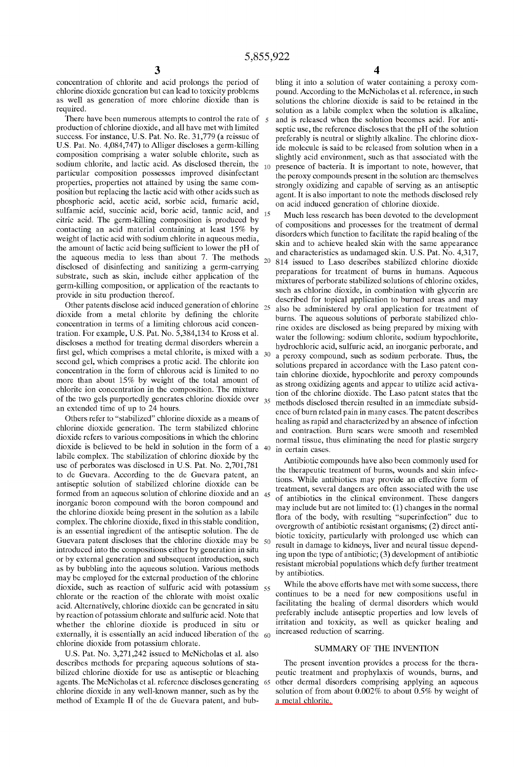concentration of chlorite and acid prolongs the period of chlorine dioxide generation but can lead to toxicity problems as well as generation of more chlorine dioxide than is required.

There have been numerous attempts to control the rate of production of chlorine dioxide, and all have met with limited success. For instance, U.S. Pat. No. Re. 31,779 (a reissue of U.S. Pat. No. 4,084,747) to Alliger discloses a germ-killing composition comprising a water soluble chlorite, such as sodium chlorite, and lactic acid. As disclosed therein, the particular composition possesses improved disinfectant properties, properties not attained by using the same composition but replacing the lactic acid with other acids such as phosphoric acid, acetic acid, sorbic acid, fumaric acid, sulfamic acid, succinic acid, boric acid, tannic acid, and citric acid. The germ-killing composition is produced by contacting an acid material containing at least 15% by weight of lactic acid with sodium chlorite in aqueous media, the amount of lactic acid being sufficient to lower the pH of the aqueous media to less than about 7. The methods disclosed of disinfecting and sanitizing a germ-carrying substrate, such as skin, include either application of the germ-killing composition, or application of the reactants to provide in situ production thereof.

Other patents disclose acid induced generation of chlorine dioxide from a metal chlorite by defining the chlorite concentration in terms of a limiting chlorous acid concentration. For example, U.S. Pat. No. 5,384,134 to Kross et al. discloses a method for treating dermal disorders wherein a first gel, which comprises a metal chlorite, is mixed with a second gel, which comprises a protic acid. The chlorite ion concentration in the form of chlorous acid is limited to no more than about 15% by weight of the total amount of chlorite ion concentration in the composition. The mixture of the two gels purportedly generates chlorine dioxide over an extended time of up to 24 hours.

Others refer to "stabilized" chlorine dioxide as a means of chlorine dioxide generation. The term stabilized chlorine dioxide refers to various compositions in which the chlorine dioxide is believed to be held in solution in the form of a labile complex. The stabilization of chlorine dioxide by the use of perborates was disclosed in U.S. Pat. No. 2,701,781 to de Guevara. According to the de Guevara patent, an antiseptic solution of stabilized chlorine dioxide can be formed from an aqueous solution of chlorine dioxide and an inorganic boron compound with the boron compound and the chlorine dioxide being present in the solution as a labile complex. The chlorine dioxide, fixed in this stable condition, is an essential ingredient of the antiseptic solution. The de Guevara patent discloses that the chlorine dioxide may be introduced into the compositions either by generation in situ or by external generation and subsequent introduction, such as by bubbling into the aqueous solution. Various methods may be employed for the external production of the chlorine dioxide, such as reaction of sulfuric acid with potassium chlorate or the reaction of the chlorate with moist oxalic acid. Alternatively, chlorine dioxide can be generated in situ by reaction of potassium chlorate and sulfuric acid. Note that whether the chlorine dioxide is produced in situ or externally, it is essentially an acid induced liberation of the chlorine dioxide from potassium chlorate.

U.S. Pat. No. 3,271,242 issued to McNicholas et al. also describes methods for preparing aqueous solutions of stabilized chlorine dioxide for use as antiseptic or bleaching agents. The McNicholas et al. reference discloses generating chlorine dioxide in any well-known manner, such as by the method of Example II of the de Guevara patent, and bubbling it into a solution of water containing a peroxy compound. According to the McNicholas et al. reference, in such solutions the chlorine dioxide is said to be retained in the solution as a labile complex when the solution is alkaline, and is released when the solution becomes acid. For antiseptic use, the reference discloses that the pH of the solution preferably is neutral or slightly alkaline. The chlorine dioxide molecule is said to be released from solution when in a slightly acid environment, such as that associated with the presence of bacteria. It is important to note, however, that the peroxy compounds present in the solution are themselves strongly oxidizing and capable of serving as an antiseptic agent. It is also important to note the methods disclosed rely on acid induced generation of chlorine dioxide.

Much less research has been devoted to the development of compositions and processes for the treatment of dermal disorders which function to facilitate the rapid healing of the skin and to achieve healed skin with the same appearance and characteristics as undamaged skin. U.S. Pat. No. 4,317,814 issued to Laso describes stabilized chlorine dioxide preparations for treatment of burns in humans. Aqueous mixtures of perborate stabilized solutions of chlorine oxides, such as chlorine dioxide, in combination with glycerin are described for topical application to burned areas and may also be administered by oral application for treatment of burns. The aqueous solutions of perborate stabilized chlorine oxides are disclosed as being prepared by mixing with water the following: sodium chlorite, sodium hypochlorite, hydrochloric acid, sulfuric acid, an inorganic perborate, and a peroxy compound, such as sodium perborate. Thus, the solutions prepared in accordance with the Laso patent contain chlorine dioxide, hypochlorite and peroxy compounds as strong oxidizing agents and appear to utilize acid activation of the chlorine dioxide. The Laso patent states that the methods disclosed therein resulted in an immediate subsidence of burn related pain in many cases. The patent describes healing as rapid and characterized by an absence of infection and contraction. Burn scars were smooth and resembled normal tissue, thus eliminating the need for plastic surgery in certain cases.

Antibiotic compounds have also been commonly used for the therapeutic treatment of burns, wounds and skin infections. While antibiotics may provide an effective form of treatment, several dangers are often associated with the use of antibiotics in the clinical environment. These dangers may include but are not limited to: (1) changes in the normal flora of the body, with resulting "superinfection" due to overgrowth of antibiotic resistant organisms; (2) direct antibiotic toxicity, particularly with prolonged use which can result in damage to kidneys, liver and neural tissue depending upon the type of antibiotic; (3) development of antibiotic resistant microbial populations which defy further treatment by antibiotics.

While the above efforts have met with some success, there continues to be a need for new compositions useful in facilitating the healing of dermal disorders which would preferably include antiseptic properties and low levels of irritation and toxicity, as well as quicker healing and increased reduction of scarring.

## SUMMARY OF THE INVENTION

The present invention provides a process for the therapeutic treatment and prophylaxis of wounds, burns, and other dermal disorders comprising applying an aqueous solution of from about 0.002% to about 0.5% by weight of a metal chlorite.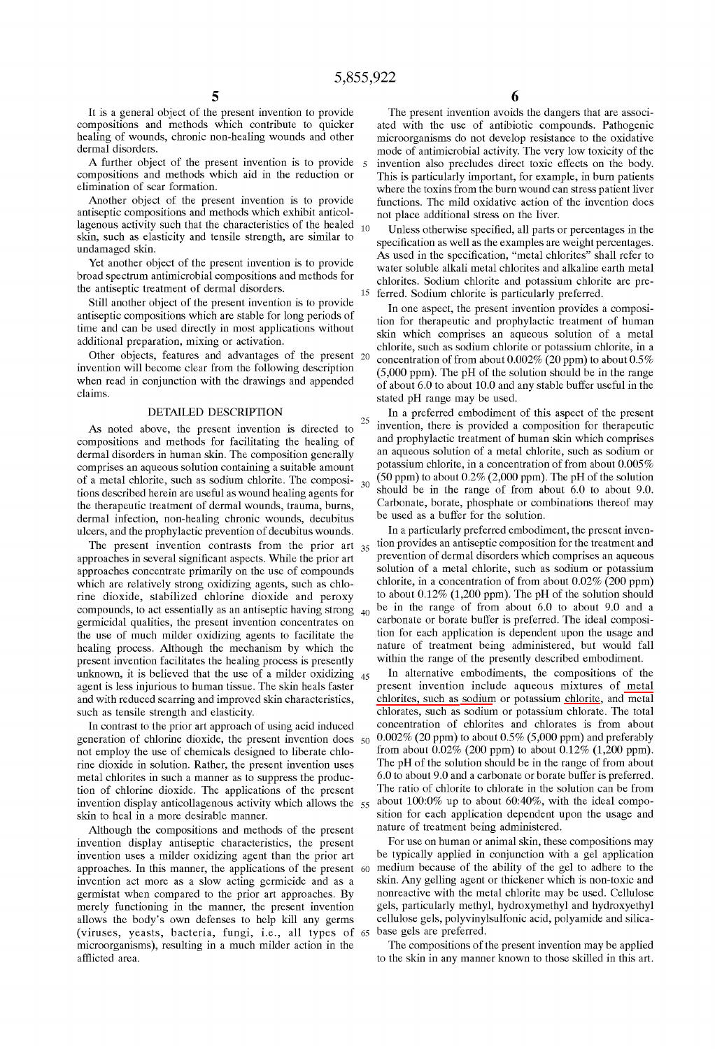It is a general object of the present invention to provide compositions and methods which contribute to quicker healing of wounds, chronic non-healing wounds and other dermal disorders.

A further object of the present invention is to provide compositions and methods which aid in the reduction or elimination of scar formation.

Another object of the present invention is to provide antiseptic compositions and methods which exhibit anticollagenous activity such that the characteristics of the healed skin, such as elasticity and tensile strength, are similar to undamaged skin.

Yet another object of the present invention is to provide broad spectrum antimicrobial compositions and methods for the antiseptic treatment of dermal disorders.

Still another object of the present invention is to provide antiseptic compositions which are stable for long periods of time and can be used directly in most applications without additional preparation, mixing or activation.

Other objects, features and advantages of the present invention will become clear from the following description when read in conjunction with the drawings and appended claims.

## DETAILED DESCRIPTION

As noted above, the present invention is directed to compositions and methods for facilitating the healing of dermal disorders in human skin. The composition generally comprises an aqueous solution containing a suitable amount of a metal chlorite, such as sodium chlorite. The compositions described herein are useful as wound healing agents for the therapeutic treatment of dermal wounds, trauma, burns, dermal infection, non-healing chronic wounds, decubitus ulcers, and the prophylactic prevention of decubitus wounds.

The present invention contrasts from the prior art approaches in several significant aspects. While the prior art approaches concentrate primarily on the use of compounds which are relatively strong oxidizing agents, such as chlorine dioxide, stabilized chlorine dioxide and peroxy compounds, to act essentially as an antiseptic having strong germicidal qualities, the present invention concentrates on the use of much milder oxidizing agents to facilitate the healing process. Although the mechanism by which the present invention facilitates the healing process is presently unknown, it is believed that the use of a milder oxidizing agent is less injurious to human tissue. The skin heals faster and with reduced scarring and improved skin characteristics, such as tensile strength and elasticity.

In contrast to the prior art approach of using acid induced generation of chlorine dioxide, the present invention does not employ the use of chemicals designed to liberate chlorine dioxide in solution. Rather, the present invention uses metal chlorites in such a manner as to suppress the production of chlorine dioxide. The applications of the present invention display anticollagenous activity which allows the skin to heal in a more desirable manner.

Although the compositions and methods of the present invention display antiseptic characteristics, the present invention uses a milder oxidizing agent than the prior art approaches. In this manner, the applications of the present invention act more as a slow acting germicide and as a germistat when compared to the prior art approaches. By merely functioning in the manner, the present invention allows the body's own defenses to help kill any germs (viruses, yeasts, bacteria, fungi, i.e., all types of microorganisms), resulting in a much milder action in the afflicted area.

The present invention avoids the dangers that are associated with the use of antibiotic compounds. Pathogenic microorganisms do not develop resistance to the oxidative mode of antimicrobial activity. The very low toxicity of the invention also precludes direct toxic effects on the body. This is particularly important, for example, in burn patients where the toxins from the burn wound can stress patient liver functions. The mild oxidative action of the invention does not place additional stress on the liver.

Unless otherwise specified, all parts or percentages in the specification as well as the examples are weight percentages. As used in the specification, "metal chlorites" shall refer to water soluble alkali metal chlorites and alkaline earth metal chlorites. Sodium chlorite and potassium chlorite are preferred. Sodium chlorite is particularly preferred.

In one aspect, the present invention provides a composition for therapeutic and prophylactic treatment of human skin which comprises an aqueous solution of a metal chlorite, such as sodium chlorite or potassium chlorite, in a concentration of from about 0.002% (20 ppm) to about 0.5% (5,000 ppm). The pH of the solution should be in the range of about 6.0 to about 10.0 and any stable buffer useful in the stated pH range may be used.

In a preferred embodiment of this aspect of the present invention, there is provided a composition for therapeutic and prophylactic treatment of human skin which comprises an aqueous solution of a metal chlorite, such as sodium or potassium chlorite, in a concentration of from about 0.005% (50 ppm) to about 0.2% (2,000 ppm). The pH of the solution should be in the range of from about 6.0 to about 9.0. Carbonate, borate, phosphate or combinations thereof may be used as a buffer for the solution.

In a particularly preferred embodiment, the present invention provides an antiseptic composition for the treatment and prevention of dermal disorders which comprises an aqueous solution of a metal chlorite, such as sodium or potassium chlorite, in a concentration of from about 0.02% (200 ppm) to about 0.12% (1,200 ppm). The pH of the solution should be in the range of from about 6.0 to about 9.0 and a carbonate or borate buffer is preferred. The ideal composition for each application is dependent upon the usage and nature of treatment being administered, but would fall within the range of the presently described embodiment.

In alternative embodiments, the compositions of the present invention include aqueous mixtures of metal chlorites, such as sodium or potassium chlorite, and metal chlorates, such as sodium or potassium chlorate. The total concentration of chlorites and chlorates is from about 0.002% (20 ppm) to about 0.5% (5,000 ppm) and preferably from about 0.02% (200 ppm) to about 0.12% (1,200 ppm). The pH of the solution should be in the range of from about 6.0 to about 9.0 and a carbonate or borate buffer is preferred. The ratio of chlorite to chlorate in the solution can be from about 100:0% up to about 60:40%, with the ideal composition for each application dependent upon the usage and nature of treatment being administered.

For use on human or animal skin, these compositions may be typically applied in conjunction with a gel application medium because of the ability of the gel to adhere to the skin. Any gelling agent or thickener which is non-toxic and nonreactive with the metal chlorite may be used. Cellulose gels, particularly methyl, hydroxymethyl and hydroxyethyl cellulose gels, polyvinylsulfonic acid, polyamide and silica-base gels are preferred.

The compositions of the present invention may be applied to the skin in any manner known to those skilled in this art.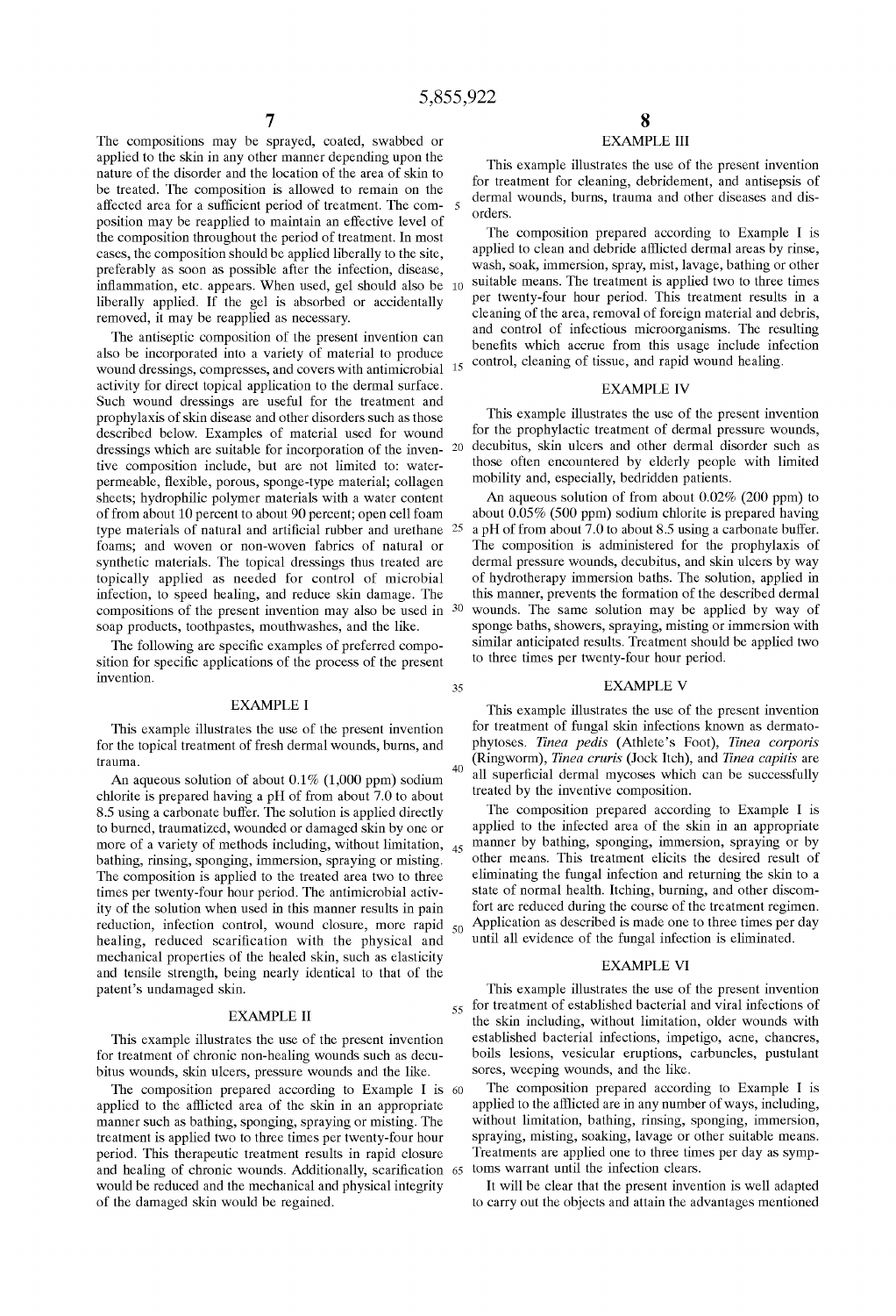The compositions may be sprayed, coated, swabbed or applied to the skin in any other manner depending upon the nature of the disorder and the location of the area of skin to be treated. The composition is allowed to remain on the affected area for a sufficient period of treatment. The composition may be reapplied to maintain an effective level of the composition throughout the period of treatment. In most cases, the composition should be applied liberally to the site, preferably as soon as possible after the infection, disease, inflammation, etc. appears. When used, gel should also be liberally applied. If the gel is absorbed or accidentally removed, it may be reapplied as necessary.

The antiseptic composition of the present invention can also be incorporated into a variety of material to produce wound dressings, compresses, and covers with antimicrobial activity for direct topical application to the dermal surface. Such wound dressings are useful for the treatment and prophylaxis of skin disease and other disorders such as those described below. Examples of material used for wound dressings which are suitable for incorporation of the inventive composition include, but are not limited to: water-permeable, flexible, porous, sponge-type material; collagen sheets; hydrophilic polymer materials with a water content of from about 10 percent to about 90 percent; open cell foam type materials of natural and artificial rubber and urethane foams; and woven or non-woven fabrics of natural or synthetic materials. The topical dressings thus treated are topically applied as needed for control of microbial infection, to speed healing, and reduce skin damage. The compositions of the present invention may also be used in soap products, toothpastes, mouthwashes, and the like.

The following are specific examples of preferred composition for specific applications of the process of the present invention.

## EXAMPLE I

This example illustrates the use of the present invention for the topical treatment of fresh dermal wounds, burns, and trauma.

An aqueous solution of about 0.1% (1,000 ppm) sodium chlorite is prepared having a pH of from about 7.0 to about 8.5 using a carbonate buffer. The solution is applied directly to burned, traumatized, wounded or damaged skin by one or more of a variety of methods including, without limitation, bathing, rinsing, sponging, immersion, spraying or misting. The composition is applied to the treated area two to three times per twenty-four hour period. The antimicrobial activity of the solution when used in this manner results in pain reduction, infection control, wound closure, more rapid healing, reduced scarification with the physical and mechanical properties of the healed skin, such as elasticity and tensile strength, being nearly identical to that of the patent's undamaged skin.

## EXAMPLE II

This example illustrates the use of the present invention for treatment of chronic non-healing wounds such as decubitus wounds, skin ulcers, pressure wounds and the like.

The composition prepared according to Example I is applied to the afflicted area of the skin in an appropriate manner such as bathing, sponging, spraying or misting. The treatment is applied two to three times per twenty-four hour period. This therapeutic treatment results in rapid closure and healing of chronic wounds. Additionally, scarification would be reduced and the mechanical and physical integrity of the damaged skin would be regained.

## EXAMPLE III

This example illustrates the use of the present invention for treatment for cleaning, debridement, and antisepsis of dermal wounds, burns, trauma and other diseases and disorders.

The composition prepared according to Example I is applied to clean and debride afflicted dermal areas by rinse, wash, soak, immersion, spray, mist, lavage, bathing or other suitable means. The treatment is applied two to three times per twenty-four hour period. This treatment results in a cleaning of the area, removal of foreign material and debris, and control of infectious microorganisms. The resulting benefits which accrue from this usage include infection control, cleaning of tissue, and rapid wound healing.

## EXAMPLE IV

This example illustrates the use of the present invention for the prophylactic treatment of dermal pressure wounds, decubitus, skin ulcers and other dermal disorder such as those often encountered by elderly people with limited mobility and, especially, bedridden patients.

An aqueous solution of from about 0.02% (200 ppm) to about 0.05% (500 ppm) sodium chlorite is prepared having a pH of from about 7.0 to about 8.5 using a carbonate buffer. The composition is administered for the prophylaxis of dermal pressure wounds, decubitus, and skin ulcers by way of hydrotherapy immersion baths. The solution, applied in this manner, prevents the formation of the described dermal wounds. The same solution may be applied by way of sponge baths, showers, spraying, misting or immersion with similar anticipated results. Treatment should be applied two to three times per twenty-four hour period.

## EXAMPLE V

This example illustrates the use of the present invention for treatment of fungal skin infections known as dermatophytoses. *Tinea pedis* (Athlete's Foot), *Tinea corporis* (Ringworm), *Tinea cruris* (Jock Itch), and *Tinea capitis* are all superficial dermal mycoses which can be successfully treated by the inventive composition.

The composition prepared according to Example I is applied to the infected area of the skin in an appropriate manner by bathing, sponging, immersion, spraying or by other means. This treatment elicits the desired result of eliminating the fungal infection and returning the skin to a state of normal health. Itching, burning, and other discomfort are reduced during the course of the treatment regimen. Application as described is made one to three times per day until all evidence of the fungal infection is eliminated.

## EXAMPLE VI

This example illustrates the use of the present invention for treatment of established bacterial and viral infections of the skin including, without limitation, older wounds with established bacterial infections, impetigo, acne, chancres, boils lesions, vesicular eruptions, carbuncles, pustulant sores, weeping wounds, and the like.

The composition prepared according to Example I is applied to the afflicted are in any number of ways, including, without limitation, bathing, rinsing, sponging, immersion, spraying, misting, soaking, lavage or other suitable means. Treatments are applied one to three times per day as symptoms warrant until the infection clears.

It will be clear that the present invention is well adapted to carry out the objects and attain the advantages mentioned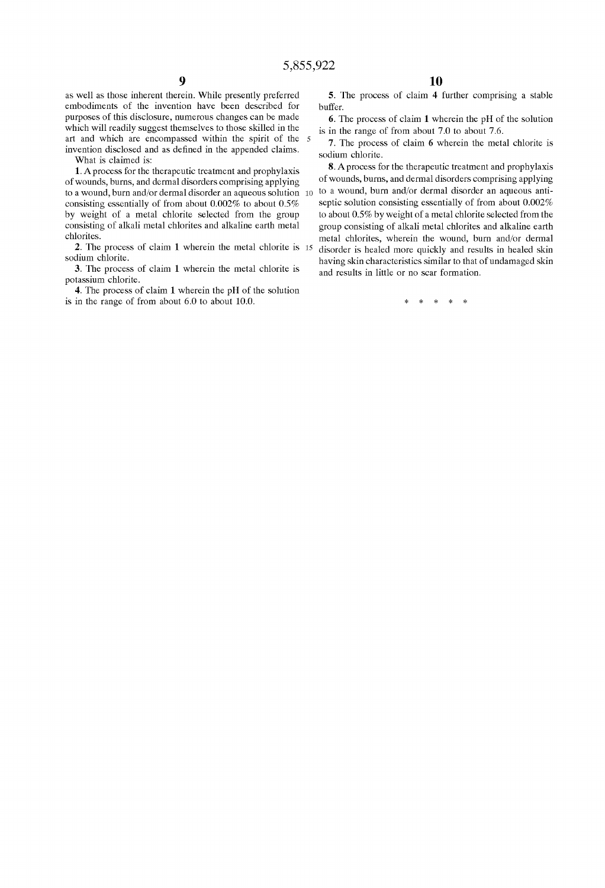as well as those inherent therein. While presently preferred embodiments of the invention have been described for purposes of this disclosure, numerous changes can be made which will readily suggest themselves to those skilled in the art and which are encompassed within the spirit of the invention disclosed and as defined in the appended claims.

What is claimed is:

**1**. A process for the therapeutic treatment and prophylaxis of wounds, burns, and dermal disorders comprising applying to a wound, burn and/or dermal disorder an aqueous solution consisting essentially of from about 0.002% to about 0.5% by weight of a metal chlorite selected from the group consisting of alkali metal chlorites and alkaline earth metal chlorites.

**2**. The process of claim **1** wherein the metal chlorite is sodium chlorite.

**3**. The process of claim **1** wherein the metal chlorite is potassium chlorite.

**4**. The process of claim **1** wherein the pH of the solution is in the range of from about 6.0 to about 10.0.

**5**. The process of claim **4** further comprising a stable buffer.

**6**. The process of claim **1** wherein the pH of the solution is in the range of from about 7.0 to about 7.6.

**7**. The process of claim **6** wherein the metal chlorite is sodium chlorite.

**8**. A process for the therapeutic treatment and prophylaxis of wounds, burns, and dermal disorders comprising applying to a wound, burn and/or dermal disorder an aqueous antiseptic solution consisting essentially of from about 0.002% to about 0.5% by weight of a metal chlorite selected from the group consisting of alkali metal chlorites and alkaline earth metal chlorites, wherein the wound, burn and/or dermal disorder is healed more quickly and results in healed skin having skin characteristics similar to that of undamaged skin and results in little or no scar formation.

* * * * *